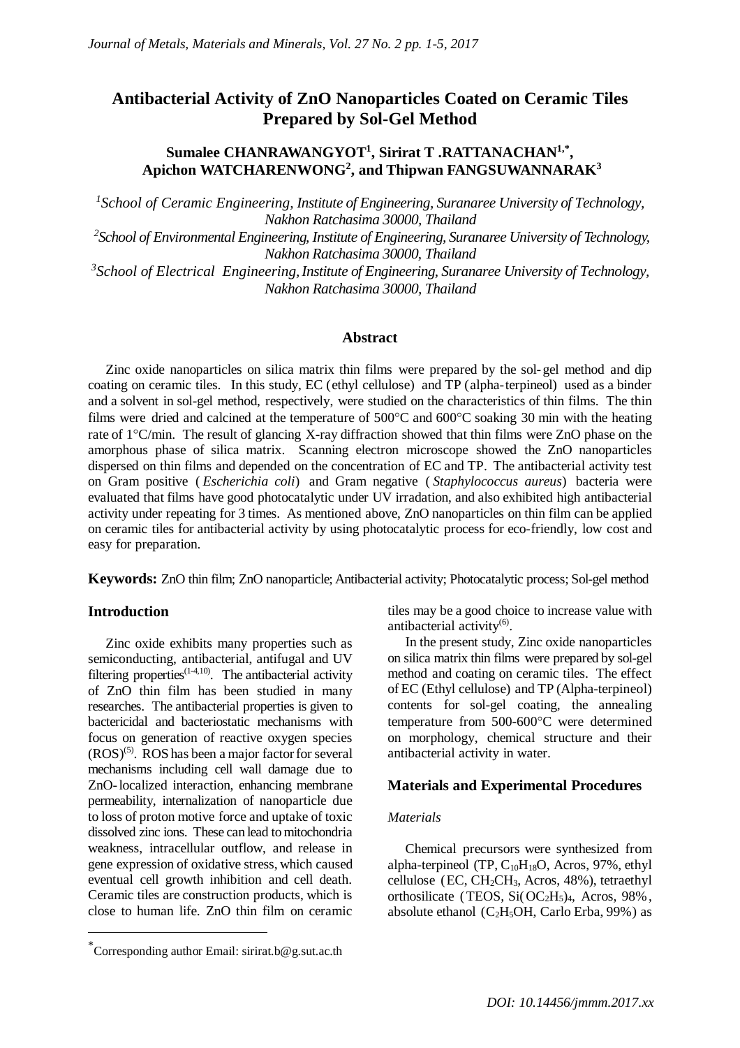# Antibacterial Activity of ZnO Nanoparticles Coated on Ceramic Tiles Prepared by Sol-Gel Method

**Sumalee CHANRAWANGYOT[1], Sirirat T .RATTANACHAN[1,*], Apichon WATCHARENWONG[2], and Thipwan FANGSUWANNARAK[3]**

[1]*School of Ceramic Engineering, Institute of Engineering, Suranaree University of Technology, Nakhon Ratchasima 30000, Thailand*

[2]*School of Environmental Engineering, Institute of Engineering, Suranaree University of Technology, Nakhon Ratchasima 30000, Thailand*

[3]*School of Electrical Engineering, Institute of Engineering, Suranaree University of Technology, Nakhon Ratchasima 30000, Thailand*

## Abstract

Zinc oxide nanoparticles on silica matrix thin films were prepared by the sol-gel method and dip coating on ceramic tiles. In this study, EC (ethyl cellulose) and TP (alpha-terpineol) used as a binder and a solvent in sol-gel method, respectively, were studied on the characteristics of thin films. The thin films were dried and calcined at the temperature of 500°C and 600°C soaking 30 min with the heating rate of 1°C/min. The result of glancing X-ray diffraction showed that thin films were ZnO phase on the amorphous phase of silica matrix. Scanning electron microscope showed the ZnO nanoparticles dispersed on thin films and depended on the concentration of EC and TP. The antibacterial activity test on Gram positive (*Escherichia coli*) and Gram negative (*Staphylococcus aureus*) bacteria were evaluated that films have good photocatalytic under UV irradation, and also exhibited high antibacterial activity under repeating for 3 times. As mentioned above, ZnO nanoparticles on thin film can be applied on ceramic tiles for antibacterial activity by using photocatalytic process for eco-friendly, low cost and easy for preparation.

**Keywords:** ZnO thin film; ZnO nanoparticle; Antibacterial activity; Photocatalytic process; Sol-gel method

## Introduction

Zinc oxide exhibits many properties such as semiconducting, antibacterial, antifugal and UV filtering properties[1-4,10]. The antibacterial activity of ZnO thin film has been studied in many researches. The antibacterial properties is given to bactericidal and bacteriostatic mechanisms with focus on generation of reactive oxygen species (ROS)[5]. ROS has been a major factor for several mechanisms including cell wall damage due to ZnO-localized interaction, enhancing membrane permeability, internalization of nanoparticle due to loss of proton motive force and uptake of toxic dissolved zinc ions. These can lead to mitochondria weakness, intracellular outflow, and release in gene expression of oxidative stress, which caused eventual cell growth inhibition and cell death. Ceramic tiles are construction products, which is close to human life. ZnO thin film on ceramic tiles may be a good choice to increase value with antibacterial activity[6].

In the present study, Zinc oxide nanoparticles on silica matrix thin films were prepared by sol-gel method and coating on ceramic tiles. The effect of EC (Ethyl cellulose) and TP (Alpha-terpineol) contents for sol-gel coating, the annealing temperature from 500-600°C were determined on morphology, chemical structure and their antibacterial activity in water.

## Materials and Experimental Procedures

### *Materials*

Chemical precursors were synthesized from alpha-terpineol (TP, $C_{10}H_{18}O$, Acros, 97%, ethyl cellulose (EC, $CH_2CH_3$, Acros, 48%), tetraethyl orthosilicate (TEOS, $Si(OC_2H_5)_4$, Acros, 98%, absolute ethanol ($C_2H_5OH$, Carlo Erba, 99%) as

[*] Corresponding author Email: sirirat.b@g.sut.ac.th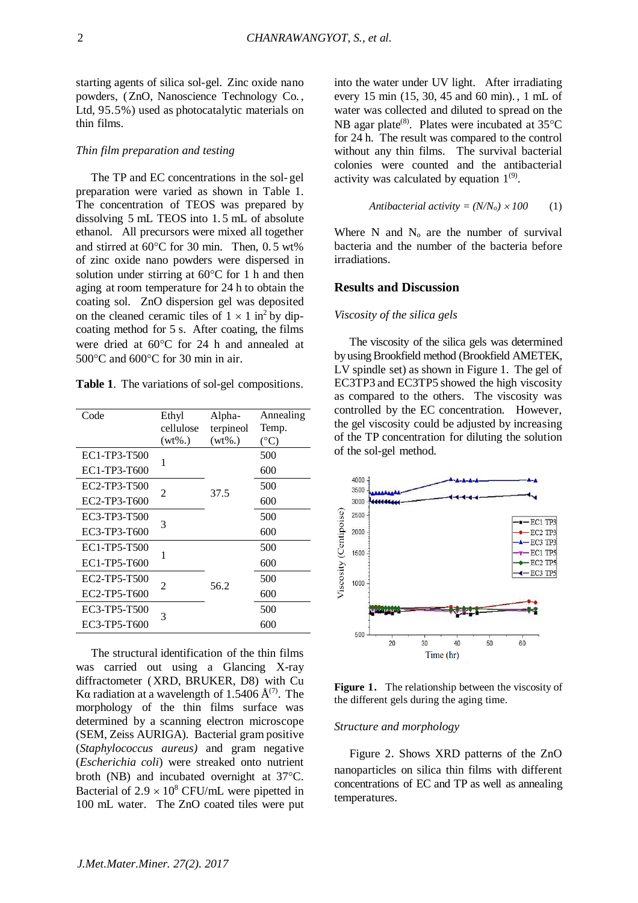starting agents of silica sol-gel. Zinc oxide nano powders, (ZnO, Nanoscience Technology Co., Ltd, 95.5%) used as photocatalytic materials on thin films.

*Thin film preparation and testing*

The TP and EC concentrations in the sol-gel preparation were varied as shown in Table 1. The concentration of TEOS was prepared by dissolving 5 mL TEOS into 1.5 mL of absolute ethanol. All precursors were mixed all together and stirred at 60°C for 30 min. Then, 0.5 wt% of zinc oxide nano powders were dispersed in solution under stirring at 60°C for 1 h and then aging at room temperature for 24 h to obtain the coating sol. ZnO dispersion gel was deposited on the cleaned ceramic tiles of $1 \times 1$ in$^2$ by dip-coating method for 5 s. After coating, the films were dried at 60°C for 24 h and annealed at 500°C and 600°C for 30 min in air.

**Table 1**. The variations of sol-gel compositions.

| Code | Ethyl cellulose (wt%.) | Alpha-terpineol (wt%.) | Annealing Temp. (°C) |
|---|---|---|---|
| EC1-TP3-T500 | 1 | 37.5 | 500 |
| EC1-TP3-T600 | | | 600 |
| EC2-TP3-T500 | 2 | | 500 |
| EC2-TP3-T600 | | | 600 |
| EC3-TP3-T500 | 3 | | 500 |
| EC3-TP3-T600 | | | 600 |
| EC1-TP5-T500 | 1 | 56.2 | 500 |
| EC1-TP5-T600 | | | 600 |
| EC2-TP5-T500 | 2 | | 500 |
| EC2-TP5-T600 | | | 600 |
| EC3-TP5-T500 | 3 | | 500 |
| EC3-TP5-T600 | | | 600 |

The structural identification of the thin films was carried out using a Glancing X-ray diffractometer (XRD, BRUKER, D8) with Cu Kα radiation at a wavelength of 1.5406 Å[7]. The morphology of the thin films surface was determined by a scanning electron microscope (SEM, Zeiss AURIGA). Bacterial gram positive (*Staphylococcus aureus)* and gram negative (*Escherichia coli*) were streaked onto nutrient broth (NB) and incubated overnight at 37°C. Bacterial of $2.9 \times 10^8$ CFU/mL were pipetted in 100 mL water. The ZnO coated tiles were put into the water under UV light. After irradiating every 15 min (15, 30, 45 and 60 min)., 1 mL of water was collected and diluted to spread on the NB agar plate[8]. Plates were incubated at 35°C for 24 h. The result was compared to the control without any thin films. The survival bacterial colonies were counted and the antibacterial activity was calculated by equation 1[9].

$$\text{Antibacterial activity} = (N/N_o) \times 100 \qquad (1)$$

Where N and $N_o$ are the number of survival bacteria and the number of the bacteria before irradiations.

## Results and Discussion

*Viscosity of the silica gels*

The viscosity of the silica gels was determined by using Brookfield method (Brookfield AMETEK, LV spindle set) as shown in Figure 1. The gel of EC3TP3 and EC3TP5 showed the high viscosity as compared to the others. The viscosity was controlled by the EC concentration. However, the gel viscosity could be adjusted by increasing of the TP concentration for diluting the solution of the sol-gel method.

**Figure 1.** The relationship between the viscosity of the different gels during the aging time.

*Structure and morphology*

Figure 2. Shows XRD patterns of the ZnO nanoparticles on silica thin films with different concentrations of EC and TP as well as annealing temperatures.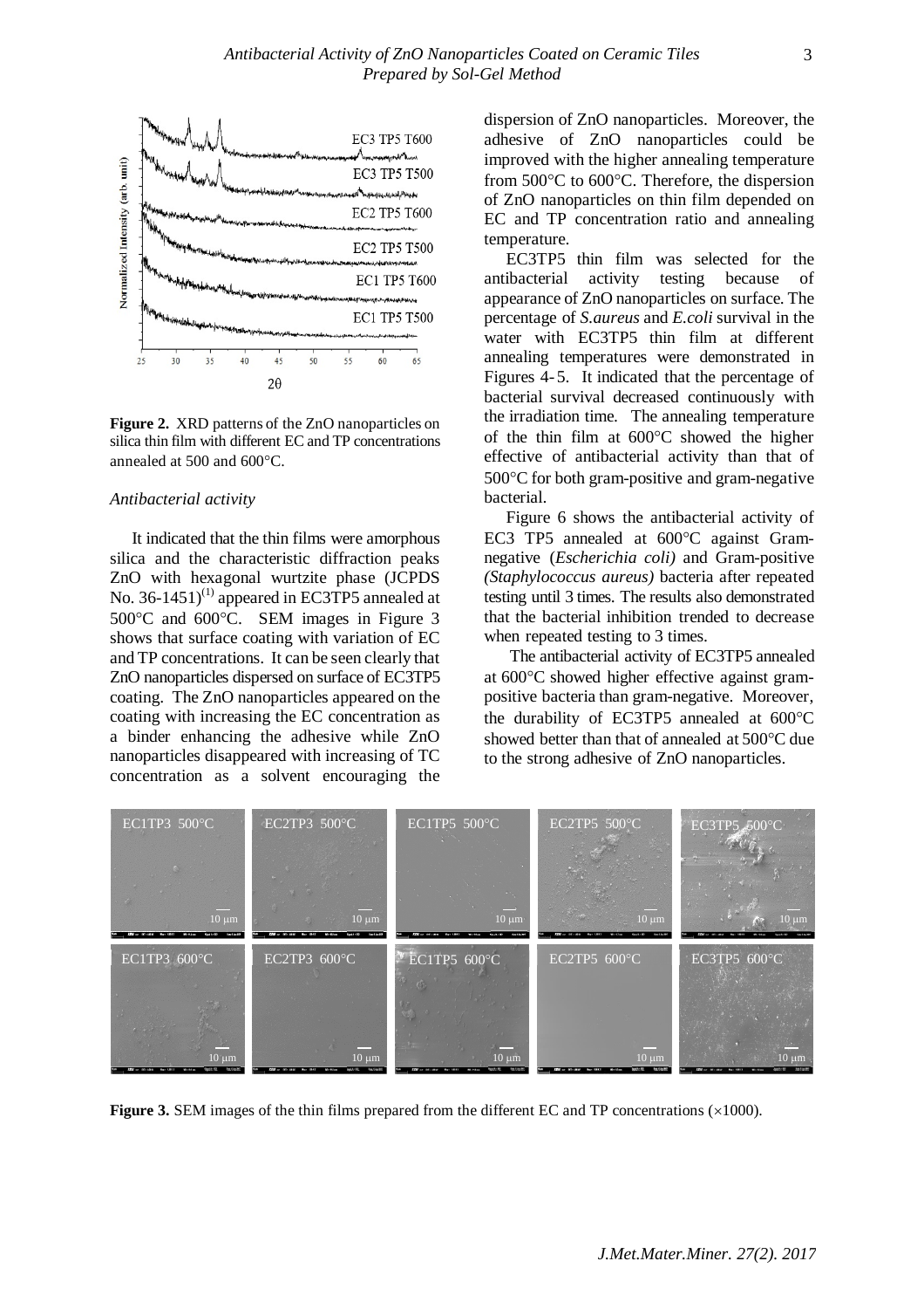**Figure 2.** XRD patterns of the ZnO nanoparticles on silica thin film with different EC and TP concentrations annealed at 500 and 600°C.

*Antibacterial activity*

It indicated that the thin films were amorphous silica and the characteristic diffraction peaks ZnO with hexagonal wurtzite phase (JCPDS No. 36-1451)[1] appeared in EC3TP5 annealed at 500°C and 600°C. SEM images in Figure 3 shows that surface coating with variation of EC and TP concentrations. It can be seen clearly that ZnO nanoparticles dispersed on surface of EC3TP5 coating. The ZnO nanoparticles appeared on the coating with increasing the EC concentration as a binder enhancing the adhesive while ZnO nanoparticles disappeared with increasing of TC concentration as a solvent encouraging the dispersion of ZnO nanoparticles. Moreover, the adhesive of ZnO nanoparticles could be improved with the higher annealing temperature from 500°C to 600°C. Therefore, the dispersion of ZnO nanoparticles on thin film depended on EC and TP concentration ratio and annealing temperature.

EC3TP5 thin film was selected for the antibacterial activity testing because of appearance of ZnO nanoparticles on surface. The percentage of *S.aureus* and *E.coli* survival in the water with EC3TP5 thin film at different annealing temperatures were demonstrated in Figures 4-5. It indicated that the percentage of bacterial survival decreased continuously with the irradiation time. The annealing temperature of the thin film at 600°C showed the higher effective of antibacterial activity than that of 500°C for both gram-positive and gram-negative bacterial.

Figure 6 shows the antibacterial activity of EC3 TP5 annealed at 600°C against Gram-negative (*Escherichia coli)* and Gram-positive *(Staphylococcus aureus)* bacteria after repeated testing until 3 times. The results also demonstrated that the bacterial inhibition trended to decrease when repeated testing to 3 times.

The antibacterial activity of EC3TP5 annealed at 600°C showed higher effective against gram-positive bacteria than gram-negative. Moreover, the durability of EC3TP5 annealed at 600°C showed better than that of annealed at 500°C due to the strong adhesive of ZnO nanoparticles.

**Figure 3.** SEM images of the thin films prepared from the different EC and TP concentrations (×1000).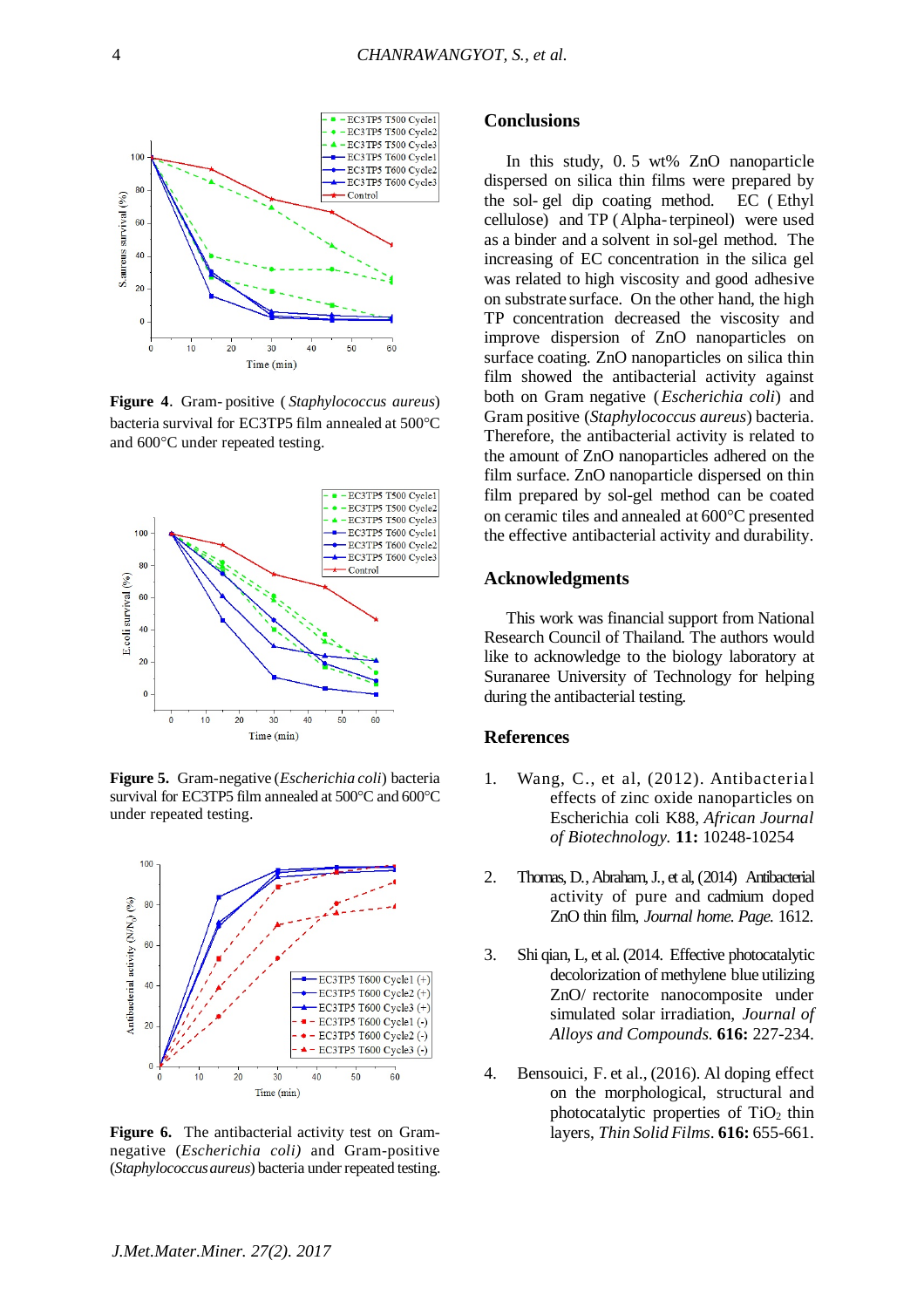**Figure 4**. Gram-positive (*Staphylococcus aureus*) bacteria survival for EC3TP5 film annealed at 500°C and 600°C under repeated testing.

**Figure 5.** Gram-negative (*Escherichia coli*) bacteria survival for EC3TP5 film annealed at 500°C and 600°C under repeated testing.

**Figure 6.** The antibacterial activity test on Gram-negative (*Escherichia coli)* and Gram-positive (*Staphylococcus aureus*) bacteria under repeated testing.

## Conclusions

In this study, 0.5 wt% ZnO nanoparticle dispersed on silica thin films were prepared by the sol-gel dip coating method. EC (Ethyl cellulose) and TP (Alpha-terpineol) were used as a binder and a solvent in sol-gel method. The increasing of EC concentration in the silica gel was related to high viscosity and good adhesive on substrate surface. On the other hand, the high TP concentration decreased the viscosity and improve dispersion of ZnO nanoparticles on surface coating. ZnO nanoparticles on silica thin film showed the antibacterial activity against both on Gram negative (*Escherichia coli*) and Gram positive (*Staphylococcus aureus*) bacteria. Therefore, the antibacterial activity is related to the amount of ZnO nanoparticles adhered on the film surface. ZnO nanoparticle dispersed on thin film prepared by sol-gel method can be coated on ceramic tiles and annealed at 600°C presented the effective antibacterial activity and durability.

## Acknowledgments

This work was financial support from National Research Council of Thailand. The authors would like to acknowledge to the biology laboratory at Suranaree University of Technology for helping during the antibacterial testing.

## References

1. Wang, C., et al, (2012). Antibacterial effects of zinc oxide nanoparticles on Escherichia coli K88, *African Journal of Biotechnology*. **11:** 10248-10254

2. Thomas, D., Abraham, J., et al, (2014) Antibacterial activity of pure and cadmium doped ZnO thin film, *Journal home. Page.* 1612.

3. Shi qian, L, et al. (2014. Effective photocatalytic decolorization of methylene blue utilizing ZnO/ rectorite nanocomposite under simulated solar irradiation, *Journal of Alloys and Compounds*. **616:** 227-234.

4. Bensouici, F. et al., (2016). Al doping effect on the morphological, structural and photocatalytic properties of $TiO_2$ thin layers, *Thin Solid Films*. **616:** 655-661.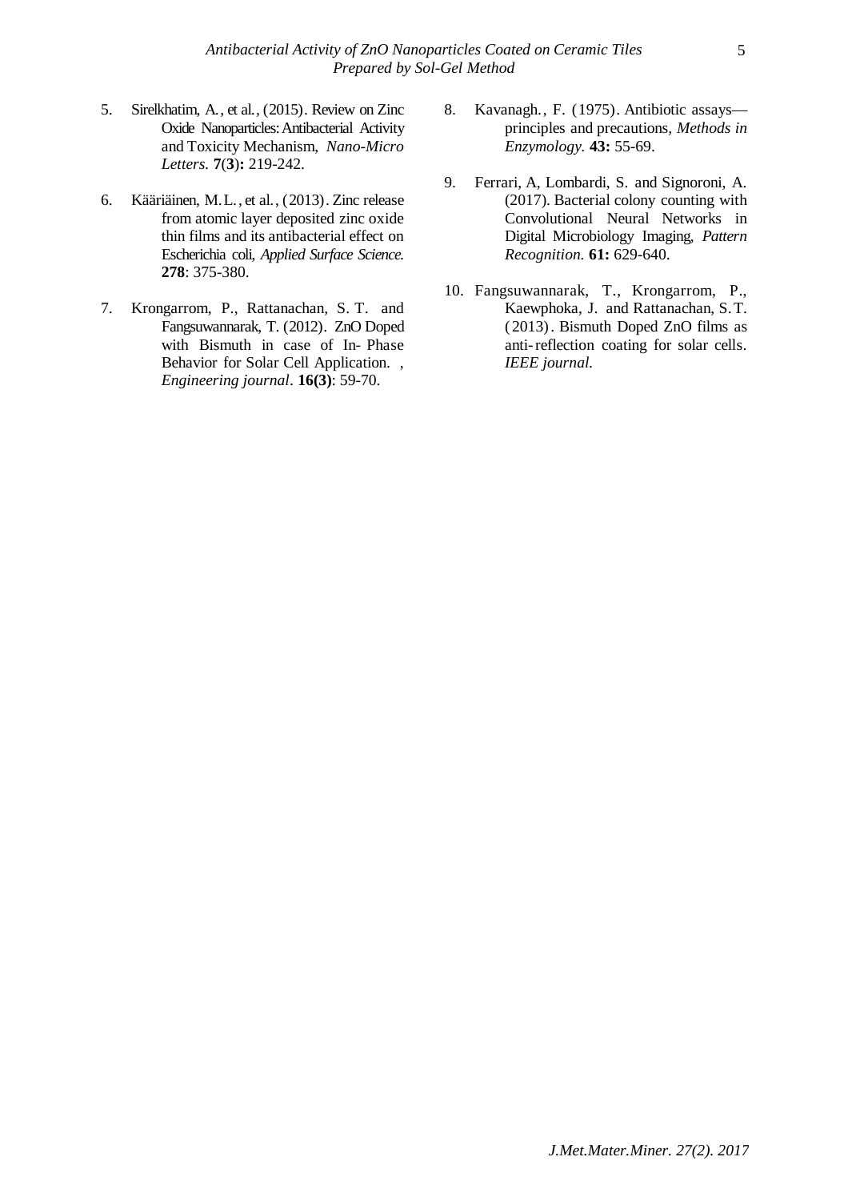5. Sirelkhatim, A., et al., (2015). Review on Zinc Oxide Nanoparticles: Antibacterial Activity and Toxicity Mechanism, *Nano-Micro Letters.* **7**(**3**)**:** 219-242.

6. Kääriäinen, M.L., et al., (2013). Zinc release from atomic layer deposited zinc oxide thin films and its antibacterial effect on Escherichia coli, *Applied Surface Science.* **278**: 375-380.

7. Krongarrom, P., Rattanachan, S. T. and Fangsuwannarak, T. (2012). ZnO Doped with Bismuth in case of In- Phase Behavior for Solar Cell Application. , *Engineering journal*. **16(3)**: 59-70.

8. Kavanagh., F. (1975). Antibiotic assays—principles and precautions, *Methods in Enzymology.* **43:** 55-69.

9. Ferrari, A, Lombardi, S. and Signoroni, A. (2017). Bacterial colony counting with Convolutional Neural Networks in Digital Microbiology Imaging, *Pattern Recognition.* **61:** 629-640.

10. Fangsuwannarak, T., Krongarrom, P., Kaewphoka, J. and Rattanachan, S.T. (2013). Bismuth Doped ZnO films as anti-reflection coating for solar cells. *IEEE journal.*